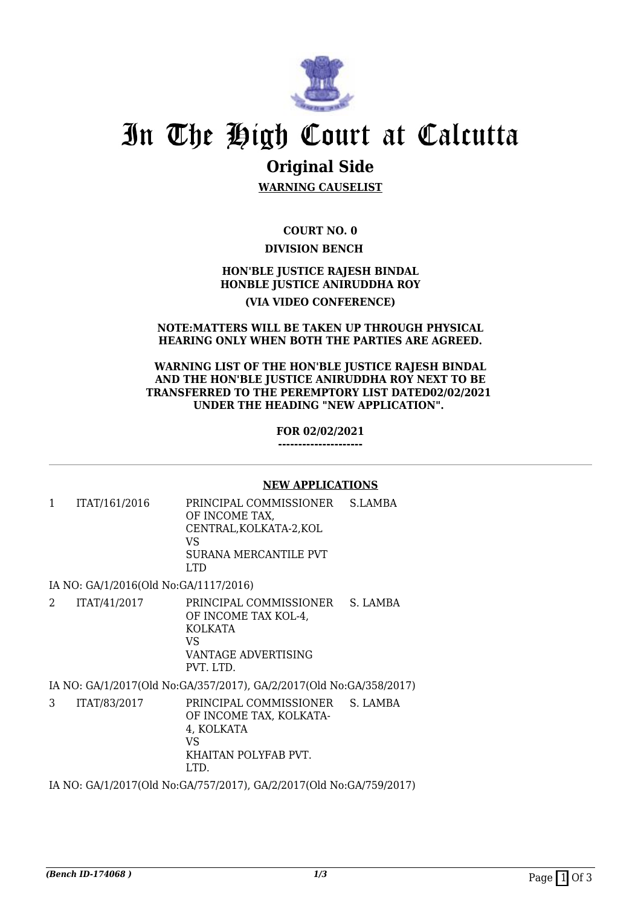# In The High Court at Calcutta

## Original Side

**WARNING CAUSELIST**

**COURT NO. 0**

**DIVISION BENCH**

**HON'BLE JUSTICE RAJESH BINDAL**
**HONBLE JUSTICE ANIRUDDHA ROY**

**(VIA VIDEO CONFERENCE)**

**NOTE:MATTERS WILL BE TAKEN UP THROUGH PHYSICAL HEARING ONLY WHEN BOTH THE PARTIES ARE AGREED.**

**WARNING LIST OF THE HON'BLE JUSTICE RAJESH BINDAL AND THE HON'BLE JUSTICE ANIRUDDHA ROY NEXT TO BE TRANSFERRED TO THE PEREMPTORY LIST DATED02/02/2021 UNDER THE HEADING "NEW APPLICATION".**

**FOR 02/02/2021**
**---------------------**

**NEW APPLICATIONS**

| | | | |
|---|---|---|---|
| 1 | ITAT/161/2016 | PRINCIPAL COMMISSIONER OF INCOME TAX, CENTRAL,KOLKATA-2,KOL VS SURANA MERCANTILE PVT LTD | S.LAMBA |

IA NO: GA/1/2016(Old No:GA/1117/2016)

| | | | |
|---|---|---|---|
| 2 | ITAT/41/2017 | PRINCIPAL COMMISSIONER OF INCOME TAX KOL-4, KOLKATA VS VANTAGE ADVERTISING PVT. LTD. | S. LAMBA |

IA NO: GA/1/2017(Old No:GA/357/2017), GA/2/2017(Old No:GA/358/2017)

| | | | |
|---|---|---|---|
| 3 | ITAT/83/2017 | PRINCIPAL COMMISSIONER OF INCOME TAX, KOLKATA-4, KOLKATA VS KHAITAN POLYFAB PVT. LTD. | S. LAMBA |

IA NO: GA/1/2017(Old No:GA/757/2017), GA/2/2017(Old No:GA/759/2017)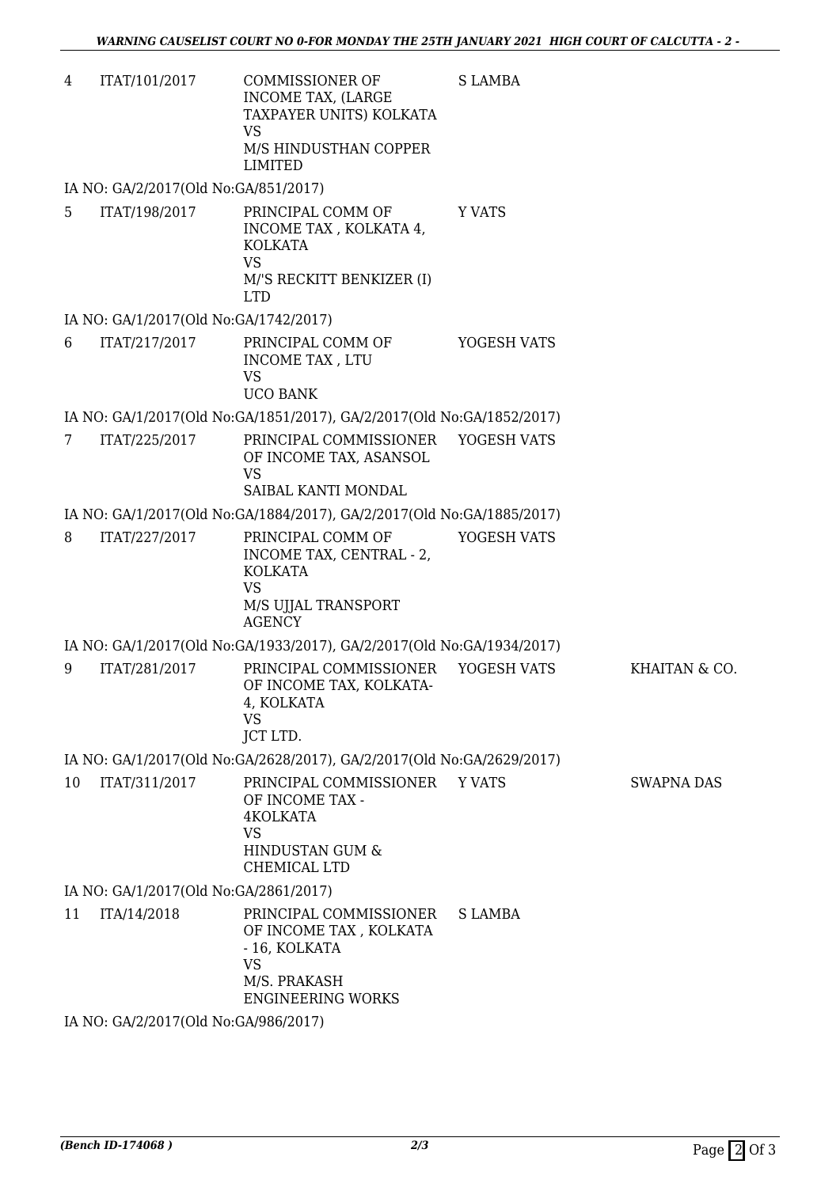| | | | | |
|---|---|---|---|---|
| 4 | ITAT/101/2017 | COMMISSIONER OF INCOME TAX, (LARGE TAXPAYER UNITS) KOLKATA VS M/S HINDUSTHAN COPPER LIMITED | S LAMBA | |

IA NO: GA/2/2017(Old No:GA/851/2017)

| | | | | |
|---|---|---|---|---|
| 5 | ITAT/198/2017 | PRINCIPAL COMM OF INCOME TAX , KOLKATA 4, KOLKATA VS M/'S RECKITT BENKIZER (I) LTD | Y VATS | |

IA NO: GA/1/2017(Old No:GA/1742/2017)

| | | | | |
|---|---|---|---|---|
| 6 | ITAT/217/2017 | PRINCIPAL COMM OF INCOME TAX , LTU VS UCO BANK | YOGESH VATS | |

IA NO: GA/1/2017(Old No:GA/1851/2017), GA/2/2017(Old No:GA/1852/2017)

| | | | | |
|---|---|---|---|---|
| 7 | ITAT/225/2017 | PRINCIPAL COMMISSIONER OF INCOME TAX, ASANSOL VS SAIBAL KANTI MONDAL | YOGESH VATS | |

IA NO: GA/1/2017(Old No:GA/1884/2017), GA/2/2017(Old No:GA/1885/2017)

| | | | | |
|---|---|---|---|---|
| 8 | ITAT/227/2017 | PRINCIPAL COMM OF INCOME TAX, CENTRAL - 2, KOLKATA VS M/S UJJAL TRANSPORT AGENCY | YOGESH VATS | |

IA NO: GA/1/2017(Old No:GA/1933/2017), GA/2/2017(Old No:GA/1934/2017)

| | | | | |
|---|---|---|---|---|
| 9 | ITAT/281/2017 | PRINCIPAL COMMISSIONER OF INCOME TAX, KOLKATA-4, KOLKATA VS JCT LTD. | YOGESH VATS | KHAITAN & CO. |

IA NO: GA/1/2017(Old No:GA/2628/2017), GA/2/2017(Old No:GA/2629/2017)

| | | | | |
|---|---|---|---|---|
| 10 | ITAT/311/2017 | PRINCIPAL COMMISSIONER OF INCOME TAX - 4KOLKATA VS HINDUSTAN GUM & CHEMICAL LTD | Y VATS | SWAPNA DAS |

IA NO: GA/1/2017(Old No:GA/2861/2017)

| | | | | |
|---|---|---|---|---|
| 11 | ITA/14/2018 | PRINCIPAL COMMISSIONER OF INCOME TAX , KOLKATA - 16, KOLKATA VS M/S. PRAKASH ENGINEERING WORKS | S LAMBA | |

IA NO: GA/2/2017(Old No:GA/986/2017)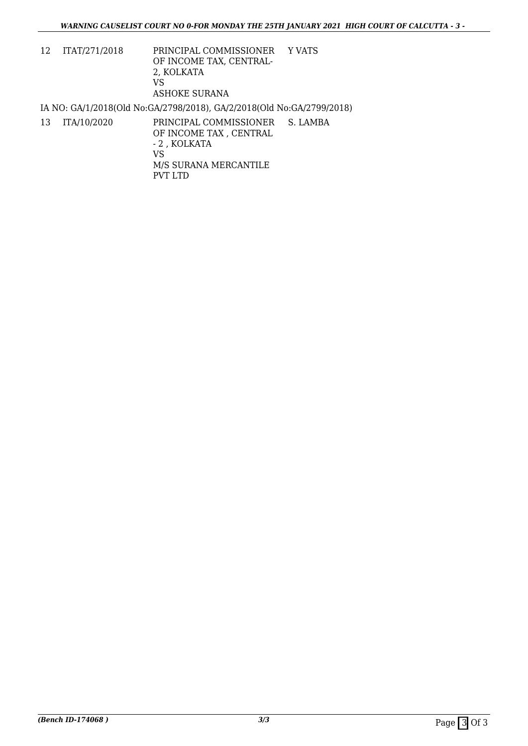| | | | |
|---|---|---|---|
| 12 | ITAT/271/2018 | PRINCIPAL COMMISSIONER OF INCOME TAX, CENTRAL-2, KOLKATA<br>VS<br>ASHOKE SURANA | Y VATS |

IA NO: GA/1/2018(Old No:GA/2798/2018), GA/2/2018(Old No:GA/2799/2018)

| | | | |
|---|---|---|---|
| 13 | ITA/10/2020 | PRINCIPAL COMMISSIONER OF INCOME TAX , CENTRAL - 2 , KOLKATA<br>VS<br>M/S SURANA MERCANTILE PVT LTD | S. LAMBA |